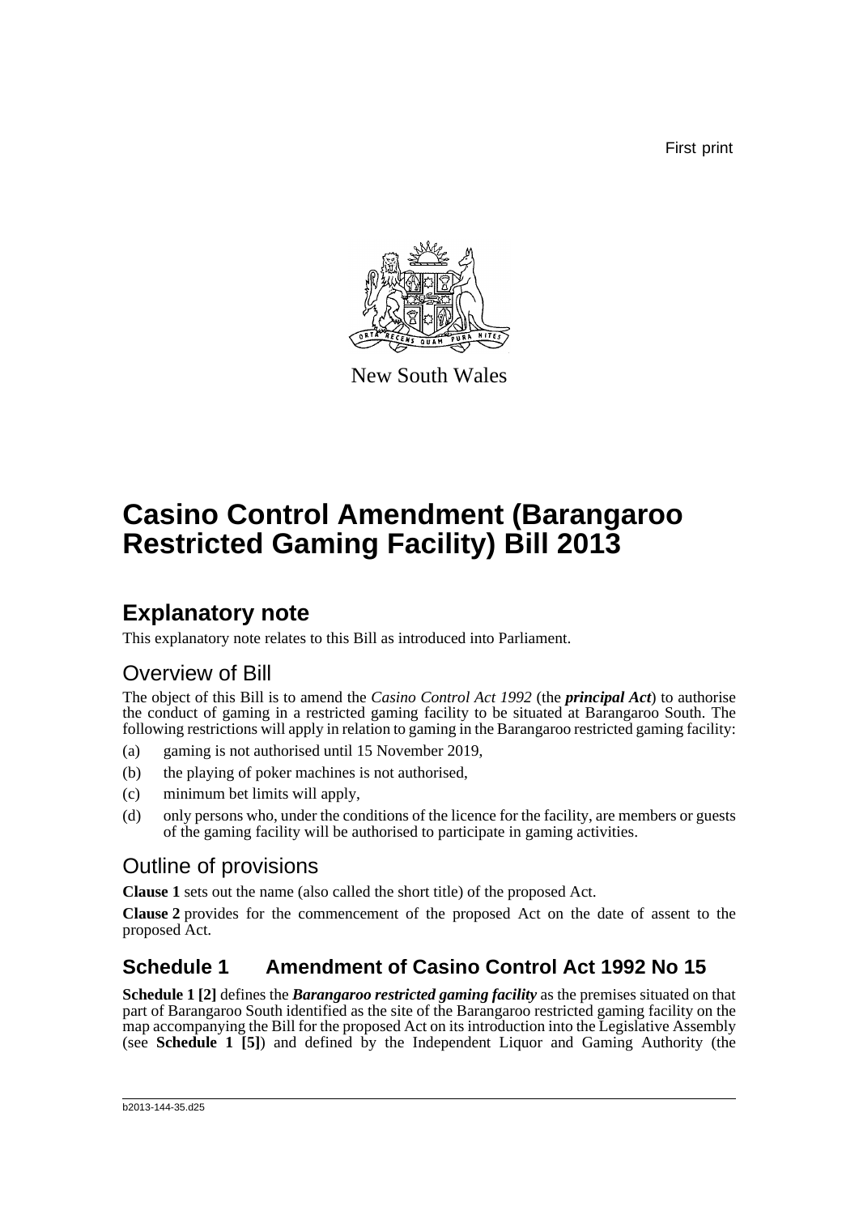First print

New South Wales

# Casino Control Amendment (Barangaroo Restricted Gaming Facility) Bill 2013

## Explanatory note

This explanatory note relates to this Bill as introduced into Parliament.

### Overview of Bill

The object of this Bill is to amend the *Casino Control Act 1992* (the ***principal Act***) to authorise the conduct of gaming in a restricted gaming facility to be situated at Barangaroo South. The following restrictions will apply in relation to gaming in the Barangaroo restricted gaming facility:

(a) gaming is not authorised until 15 November 2019,

(b) the playing of poker machines is not authorised,

(c) minimum bet limits will apply,

(d) only persons who, under the conditions of the licence for the facility, are members or guests of the gaming facility will be authorised to participate in gaming activities.

### Outline of provisions

**Clause 1** sets out the name (also called the short title) of the proposed Act.

**Clause 2** provides for the commencement of the proposed Act on the date of assent to the proposed Act.

### Schedule 1 Amendment of Casino Control Act 1992 No 15

**Schedule 1 [2]** defines the ***Barangaroo restricted gaming facility*** as the premises situated on that part of Barangaroo South identified as the site of the Barangaroo restricted gaming facility on the map accompanying the Bill for the proposed Act on its introduction into the Legislative Assembly (see **Schedule 1 [5]**) and defined by the Independent Liquor and Gaming Authority (the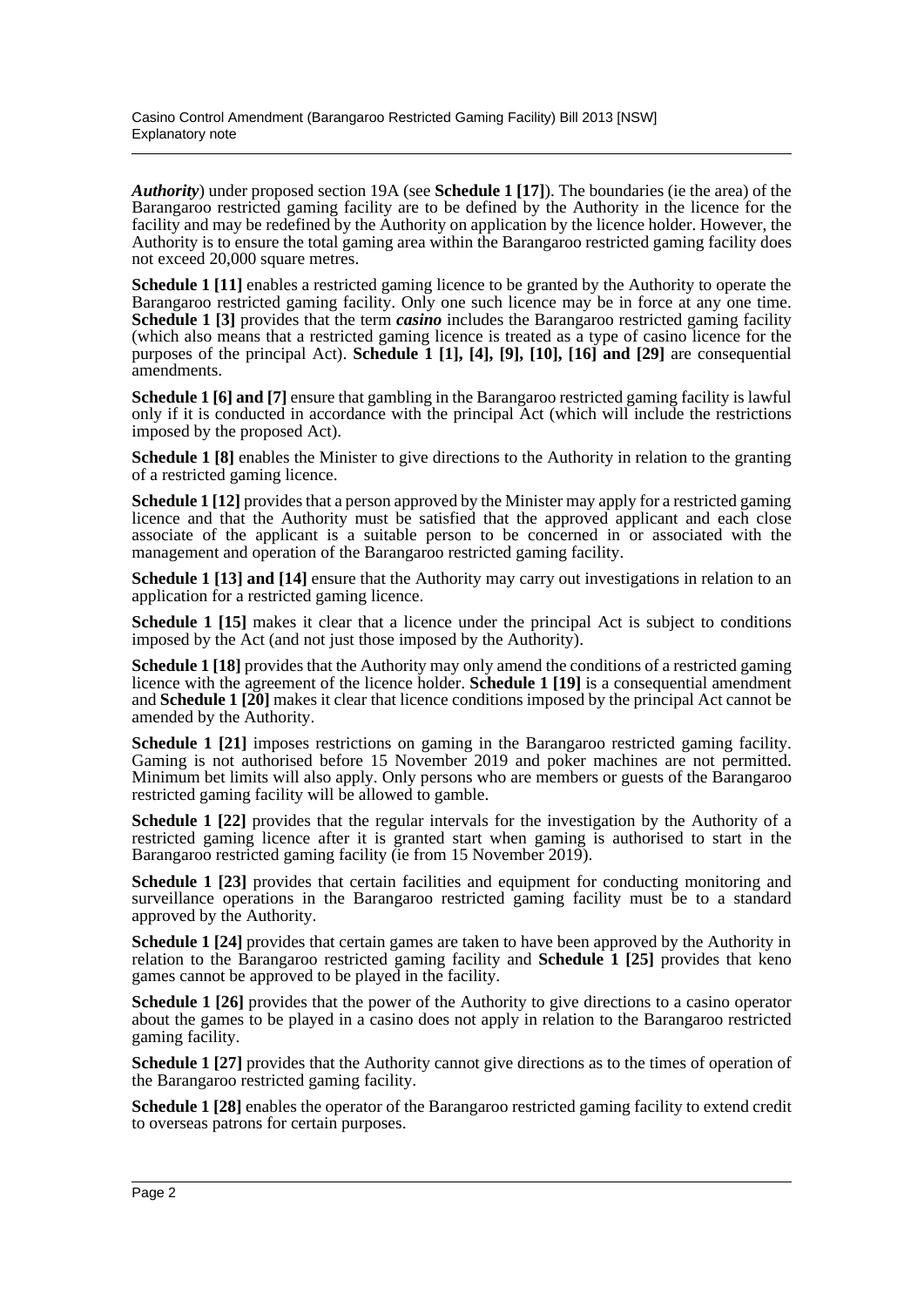***Authority***) under proposed section 19A (see **Schedule 1 [17]**). The boundaries (ie the area) of the Barangaroo restricted gaming facility are to be defined by the Authority in the licence for the facility and may be redefined by the Authority on application by the licence holder. However, the Authority is to ensure the total gaming area within the Barangaroo restricted gaming facility does not exceed 20,000 square metres.

**Schedule 1 [11]** enables a restricted gaming licence to be granted by the Authority to operate the Barangaroo restricted gaming facility. Only one such licence may be in force at any one time. **Schedule 1 [3]** provides that the term ***casino*** includes the Barangaroo restricted gaming facility (which also means that a restricted gaming licence is treated as a type of casino licence for the purposes of the principal Act). **Schedule 1 [1], [4], [9], [10], [16] and [29]** are consequential amendments.

**Schedule 1 [6] and [7]** ensure that gambling in the Barangaroo restricted gaming facility is lawful only if it is conducted in accordance with the principal Act (which will include the restrictions imposed by the proposed Act).

**Schedule 1 [8]** enables the Minister to give directions to the Authority in relation to the granting of a restricted gaming licence.

**Schedule 1 [12]** provides that a person approved by the Minister may apply for a restricted gaming licence and that the Authority must be satisfied that the approved applicant and each close associate of the applicant is a suitable person to be concerned in or associated with the management and operation of the Barangaroo restricted gaming facility.

**Schedule 1 [13] and [14]** ensure that the Authority may carry out investigations in relation to an application for a restricted gaming licence.

**Schedule 1 [15]** makes it clear that a licence under the principal Act is subject to conditions imposed by the Act (and not just those imposed by the Authority).

**Schedule 1 [18]** provides that the Authority may only amend the conditions of a restricted gaming licence with the agreement of the licence holder. **Schedule 1 [19]** is a consequential amendment and **Schedule 1 [20]** makes it clear that licence conditions imposed by the principal Act cannot be amended by the Authority.

**Schedule 1 [21]** imposes restrictions on gaming in the Barangaroo restricted gaming facility. Gaming is not authorised before 15 November 2019 and poker machines are not permitted. Minimum bet limits will also apply. Only persons who are members or guests of the Barangaroo restricted gaming facility will be allowed to gamble.

**Schedule 1 [22]** provides that the regular intervals for the investigation by the Authority of a restricted gaming licence after it is granted start when gaming is authorised to start in the Barangaroo restricted gaming facility (ie from 15 November 2019).

**Schedule 1 [23]** provides that certain facilities and equipment for conducting monitoring and surveillance operations in the Barangaroo restricted gaming facility must be to a standard approved by the Authority.

**Schedule 1 [24]** provides that certain games are taken to have been approved by the Authority in relation to the Barangaroo restricted gaming facility and **Schedule 1 [25]** provides that keno games cannot be approved to be played in the facility.

**Schedule 1 [26]** provides that the power of the Authority to give directions to a casino operator about the games to be played in a casino does not apply in relation to the Barangaroo restricted gaming facility.

**Schedule 1 [27]** provides that the Authority cannot give directions as to the times of operation of the Barangaroo restricted gaming facility.

**Schedule 1 [28]** enables the operator of the Barangaroo restricted gaming facility to extend credit to overseas patrons for certain purposes.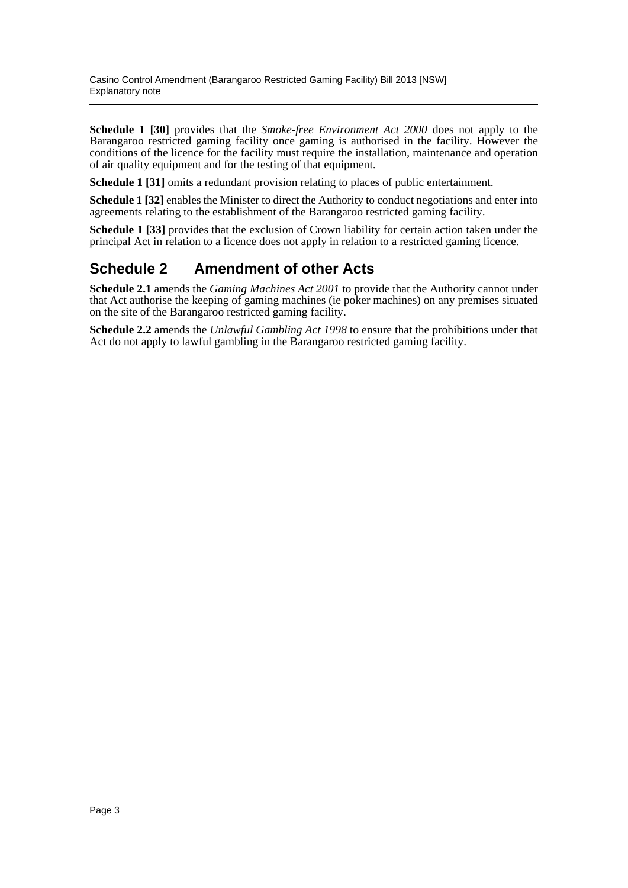**Schedule 1 [30]** provides that the *Smoke-free Environment Act 2000* does not apply to the Barangaroo restricted gaming facility once gaming is authorised in the facility. However the conditions of the licence for the facility must require the installation, maintenance and operation of air quality equipment and for the testing of that equipment.

**Schedule 1 [31]** omits a redundant provision relating to places of public entertainment.

**Schedule 1 [32]** enables the Minister to direct the Authority to conduct negotiations and enter into agreements relating to the establishment of the Barangaroo restricted gaming facility.

**Schedule 1 [33]** provides that the exclusion of Crown liability for certain action taken under the principal Act in relation to a licence does not apply in relation to a restricted gaming licence.

## Schedule 2 Amendment of other Acts

**Schedule 2.1** amends the *Gaming Machines Act 2001* to provide that the Authority cannot under that Act authorise the keeping of gaming machines (ie poker machines) on any premises situated on the site of the Barangaroo restricted gaming facility.

**Schedule 2.2** amends the *Unlawful Gambling Act 1998* to ensure that the prohibitions under that Act do not apply to lawful gambling in the Barangaroo restricted gaming facility.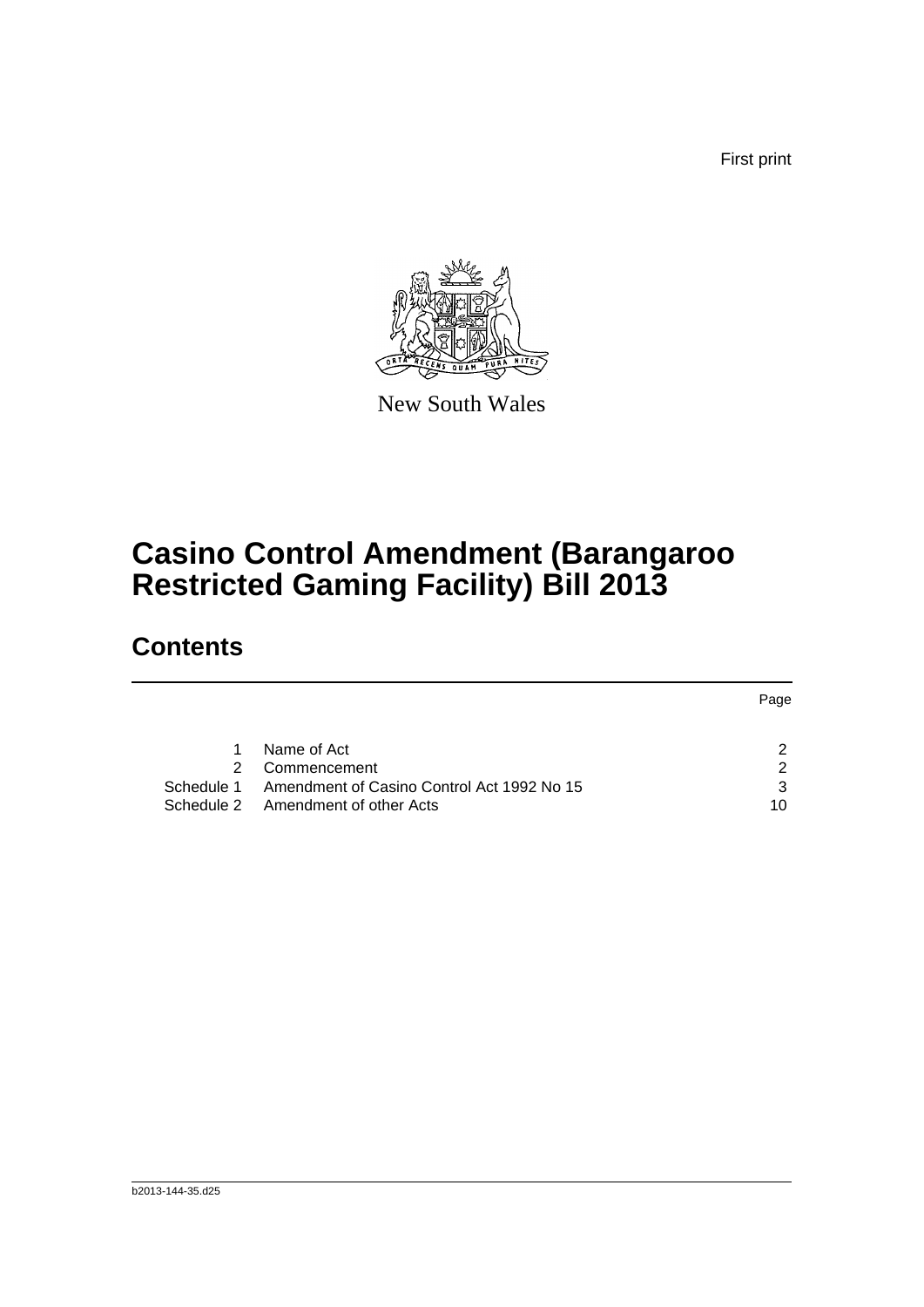First print

New South Wales

# Casino Control Amendment (Barangaroo Restricted Gaming Facility) Bill 2013

## Contents

| | | Page |
|---|---|---|
| 1 | Name of Act | 2 |
| 2 | Commencement | 2 |
| Schedule 1 | Amendment of Casino Control Act 1992 No 15 | 3 |
| Schedule 2 | Amendment of other Acts | 10 |

b2013-144-35.d25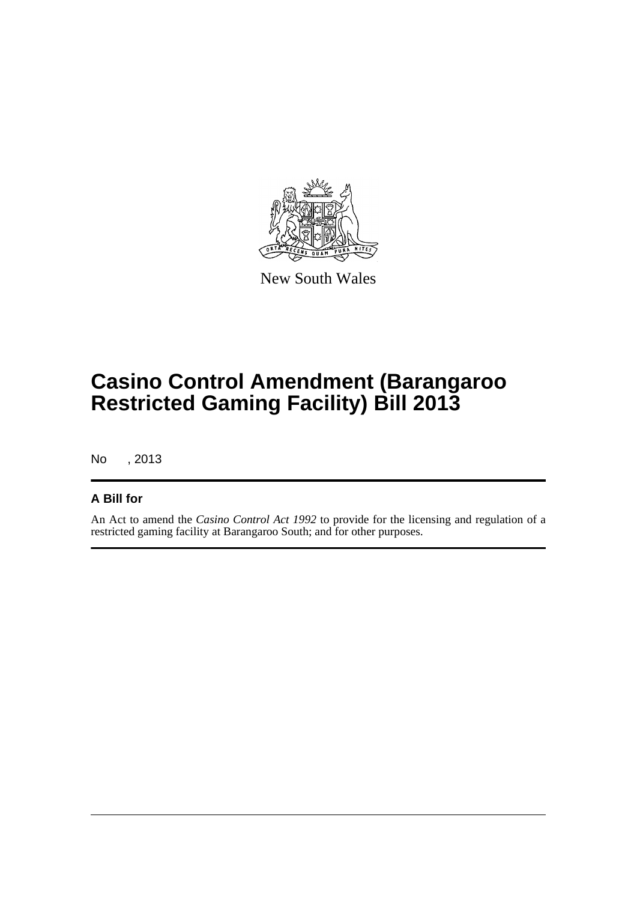New South Wales

# Casino Control Amendment (Barangaroo Restricted Gaming Facility) Bill 2013

No , 2013

## A Bill for

An Act to amend the *Casino Control Act 1992* to provide for the licensing and regulation of a restricted gaming facility at Barangaroo South; and for other purposes.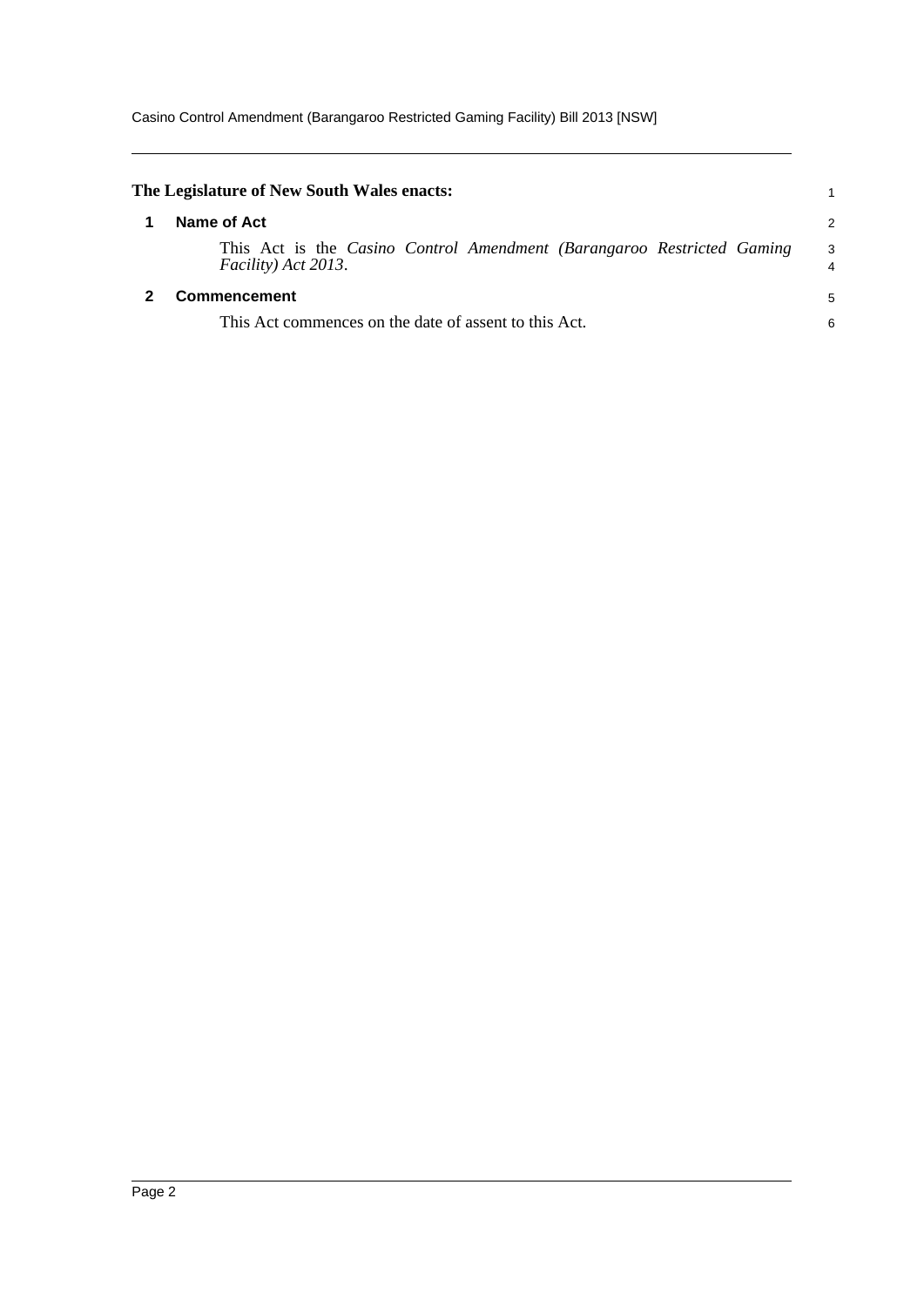**The Legislature of New South Wales enacts:**

## 1 Name of Act

This Act is the *Casino Control Amendment (Barangaroo Restricted Gaming Facility) Act 2013*.

## 2 Commencement

This Act commences on the date of assent to this Act.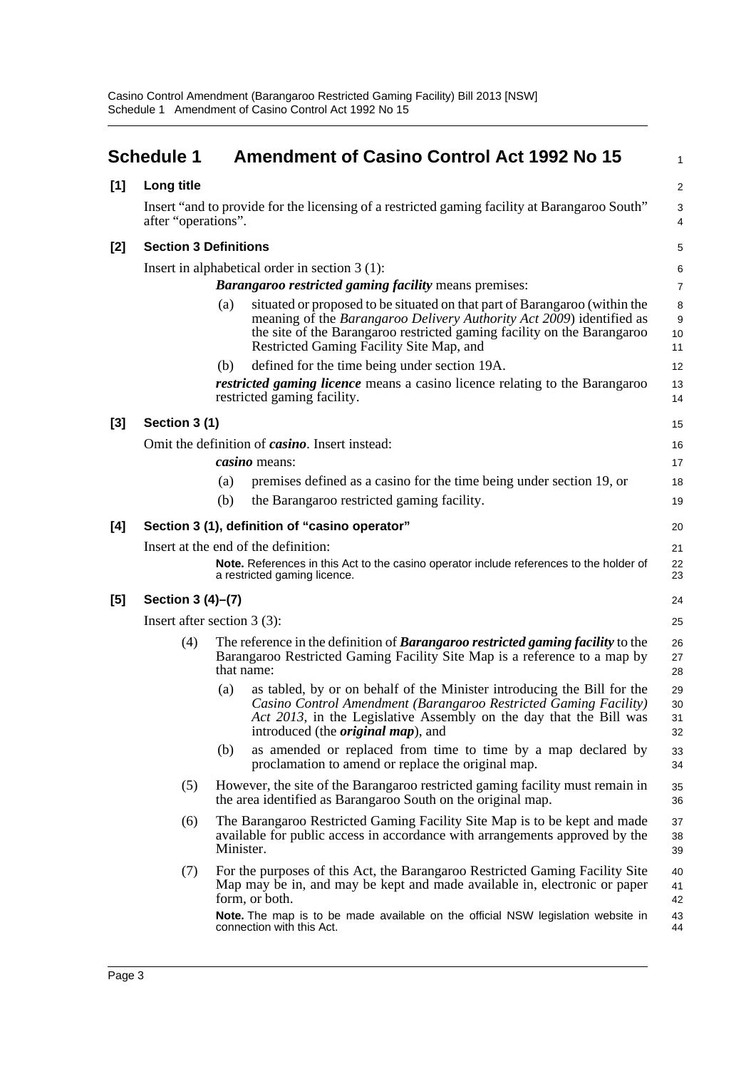## Schedule 1 Amendment of Casino Control Act 1992 No 15

**[1] Long title**

Insert "and to provide for the licensing of a restricted gaming facility at Barangaroo South" after "operations".

**[2] Section 3 Definitions**

Insert in alphabetical order in section 3 (1):

***Barangaroo restricted gaming facility*** means premises:

(a) situated or proposed to be situated on that part of Barangaroo (within the meaning of the *Barangaroo Delivery Authority Act 2009*) identified as the site of the Barangaroo restricted gaming facility on the Barangaroo Restricted Gaming Facility Site Map, and

(b) defined for the time being under section 19A.

***restricted gaming licence*** means a casino licence relating to the Barangaroo restricted gaming facility.

**[3] Section 3 (1)**

Omit the definition of ***casino***. Insert instead:

***casino*** means:

(a) premises defined as a casino for the time being under section 19, or

(b) the Barangaroo restricted gaming facility.

**[4] Section 3 (1), definition of "casino operator"**

Insert at the end of the definition:

**Note.** References in this Act to the casino operator include references to the holder of a restricted gaming licence.

**[5] Section 3 (4)–(7)**

Insert after section 3 (3):

(4) The reference in the definition of ***Barangaroo restricted gaming facility*** to the Barangaroo Restricted Gaming Facility Site Map is a reference to a map by that name:

(a) as tabled, by or on behalf of the Minister introducing the Bill for the *Casino Control Amendment (Barangaroo Restricted Gaming Facility) Act 2013*, in the Legislative Assembly on the day that the Bill was introduced (the ***original map***), and

(b) as amended or replaced from time to time by a map declared by proclamation to amend or replace the original map.

(5) However, the site of the Barangaroo restricted gaming facility must remain in the area identified as Barangaroo South on the original map.

(6) The Barangaroo Restricted Gaming Facility Site Map is to be kept and made available for public access in accordance with arrangements approved by the Minister.

(7) For the purposes of this Act, the Barangaroo Restricted Gaming Facility Site Map may be in, and may be kept and made available in, electronic or paper form, or both.

**Note.** The map is to be made available on the official NSW legislation website in connection with this Act.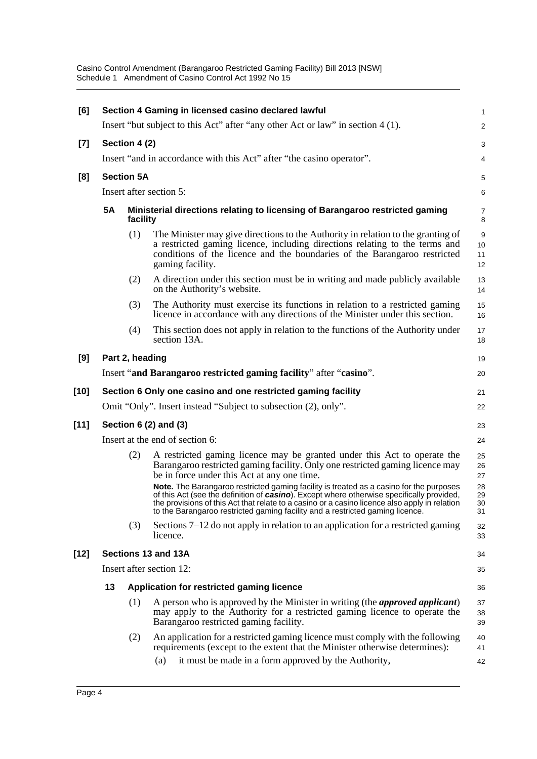**[6] Section 4 Gaming in licensed casino declared lawful**

Insert "but subject to this Act" after "any other Act or law" in section 4 (1).

**[7] Section 4 (2)**

Insert "and in accordance with this Act" after "the casino operator".

**[8] Section 5A**

Insert after section 5:

**5A Ministerial directions relating to licensing of Barangaroo restricted gaming facility**

(1) The Minister may give directions to the Authority in relation to the granting of a restricted gaming licence, including directions relating to the terms and conditions of the licence and the boundaries of the Barangaroo restricted gaming facility.

(2) A direction under this section must be in writing and made publicly available on the Authority's website.

(3) The Authority must exercise its functions in relation to a restricted gaming licence in accordance with any directions of the Minister under this section.

(4) This section does not apply in relation to the functions of the Authority under section 13A.

**[9] Part 2, heading**

Insert "**and Barangaroo restricted gaming facility**" after "**casino**".

**[10] Section 6 Only one casino and one restricted gaming facility**

Omit "Only". Insert instead "Subject to subsection (2), only".

**[11] Section 6 (2) and (3)**

Insert at the end of section 6:

(2) A restricted gaming licence may be granted under this Act to operate the Barangaroo restricted gaming facility. Only one restricted gaming licence may be in force under this Act at any one time.

**Note.** The Barangaroo restricted gaming facility is treated as a casino for the purposes of this Act (see the definition of ***casino***). Except where otherwise specifically provided, the provisions of this Act that relate to a casino or a casino licence also apply in relation to the Barangaroo restricted gaming facility and a restricted gaming licence.

(3) Sections 7–12 do not apply in relation to an application for a restricted gaming licence.

**[12] Sections 13 and 13A**

Insert after section 12:

**13 Application for restricted gaming licence**

(1) A person who is approved by the Minister in writing (the ***approved applicant***) may apply to the Authority for a restricted gaming licence to operate the Barangaroo restricted gaming facility.

(2) An application for a restricted gaming licence must comply with the following requirements (except to the extent that the Minister otherwise determines):

(a) it must be made in a form approved by the Authority,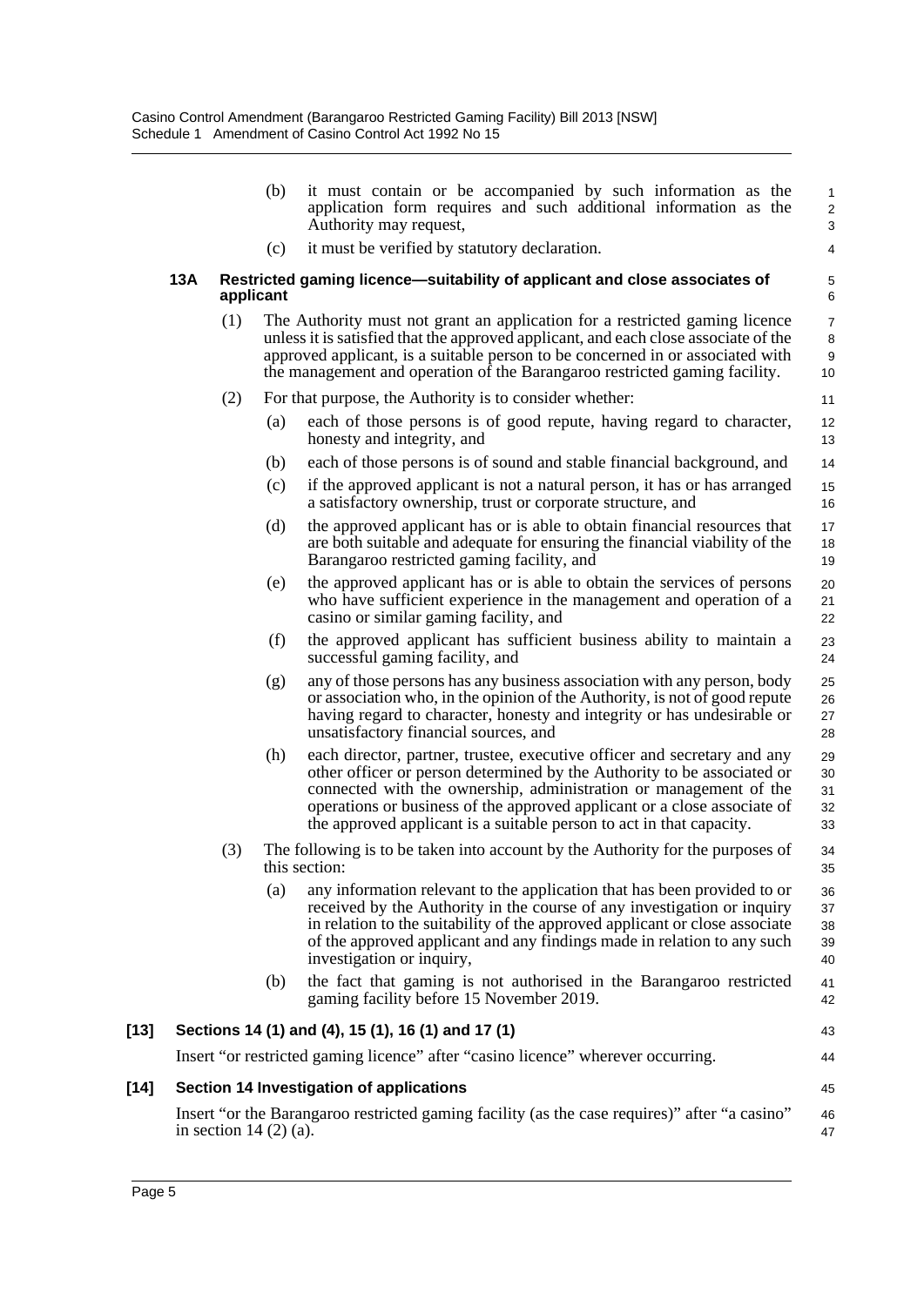(b) it must contain or be accompanied by such information as the application form requires and such additional information as the Authority may request,

(c) it must be verified by statutory declaration.

### 13A Restricted gaming licence—suitability of applicant and close associates of applicant

(1) The Authority must not grant an application for a restricted gaming licence unless it is satisfied that the approved applicant, and each close associate of the approved applicant, is a suitable person to be concerned in or associated with the management and operation of the Barangaroo restricted gaming facility.

(2) For that purpose, the Authority is to consider whether:

(a) each of those persons is of good repute, having regard to character, honesty and integrity, and

(b) each of those persons is of sound and stable financial background, and

(c) if the approved applicant is not a natural person, it has or has arranged a satisfactory ownership, trust or corporate structure, and

(d) the approved applicant has or is able to obtain financial resources that are both suitable and adequate for ensuring the financial viability of the Barangaroo restricted gaming facility, and

(e) the approved applicant has or is able to obtain the services of persons who have sufficient experience in the management and operation of a casino or similar gaming facility, and

(f) the approved applicant has sufficient business ability to maintain a successful gaming facility, and

(g) any of those persons has any business association with any person, body or association who, in the opinion of the Authority, is not of good repute having regard to character, honesty and integrity or has undesirable or unsatisfactory financial sources, and

(h) each director, partner, trustee, executive officer and secretary and any other officer or person determined by the Authority to be associated or connected with the ownership, administration or management of the operations or business of the approved applicant or a close associate of the approved applicant is a suitable person to act in that capacity.

(3) The following is to be taken into account by the Authority for the purposes of this section:

(a) any information relevant to the application that has been provided to or received by the Authority in the course of any investigation or inquiry in relation to the suitability of the approved applicant or close associate of the approved applicant and any findings made in relation to any such investigation or inquiry,

(b) the fact that gaming is not authorised in the Barangaroo restricted gaming facility before 15 November 2019.

## [13] Sections 14 (1) and (4), 15 (1), 16 (1) and 17 (1)

Insert "or restricted gaming licence" after "casino licence" wherever occurring.

## [14] Section 14 Investigation of applications

Insert "or the Barangaroo restricted gaming facility (as the case requires)" after "a casino" in section 14 (2) (a).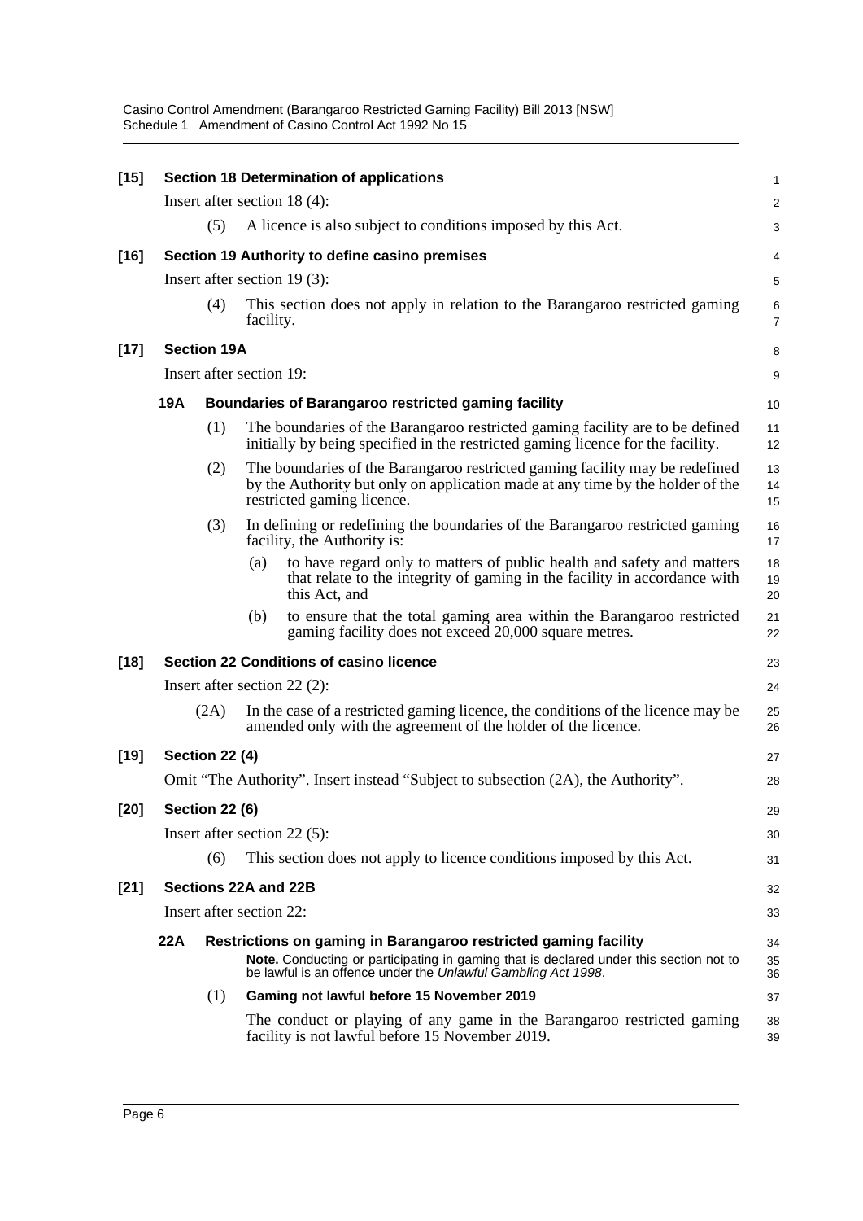**[15] Section 18 Determination of applications**

Insert after section 18 (4):

(5) A licence is also subject to conditions imposed by this Act.

**[16] Section 19 Authority to define casino premises**

Insert after section 19 (3):

(4) This section does not apply in relation to the Barangaroo restricted gaming facility.

**[17] Section 19A**

Insert after section 19:

**19A Boundaries of Barangaroo restricted gaming facility**

(1) The boundaries of the Barangaroo restricted gaming facility are to be defined initially by being specified in the restricted gaming licence for the facility.

(2) The boundaries of the Barangaroo restricted gaming facility may be redefined by the Authority but only on application made at any time by the holder of the restricted gaming licence.

(3) In defining or redefining the boundaries of the Barangaroo restricted gaming facility, the Authority is:

(a) to have regard only to matters of public health and safety and matters that relate to the integrity of gaming in the facility in accordance with this Act, and

(b) to ensure that the total gaming area within the Barangaroo restricted gaming facility does not exceed 20,000 square metres.

**[18] Section 22 Conditions of casino licence**

Insert after section 22 (2):

(2A) In the case of a restricted gaming licence, the conditions of the licence may be amended only with the agreement of the holder of the licence.

**[19] Section 22 (4)**

Omit "The Authority". Insert instead "Subject to subsection (2A), the Authority".

**[20] Section 22 (6)**

Insert after section 22 (5):

(6) This section does not apply to licence conditions imposed by this Act.

**[21] Sections 22A and 22B**

Insert after section 22:

**22A Restrictions on gaming in Barangaroo restricted gaming facility**

**Note.** Conducting or participating in gaming that is declared under this section not to be lawful is an offence under the *Unlawful Gambling Act 1998*.

(1) **Gaming not lawful before 15 November 2019**

The conduct or playing of any game in the Barangaroo restricted gaming facility is not lawful before 15 November 2019.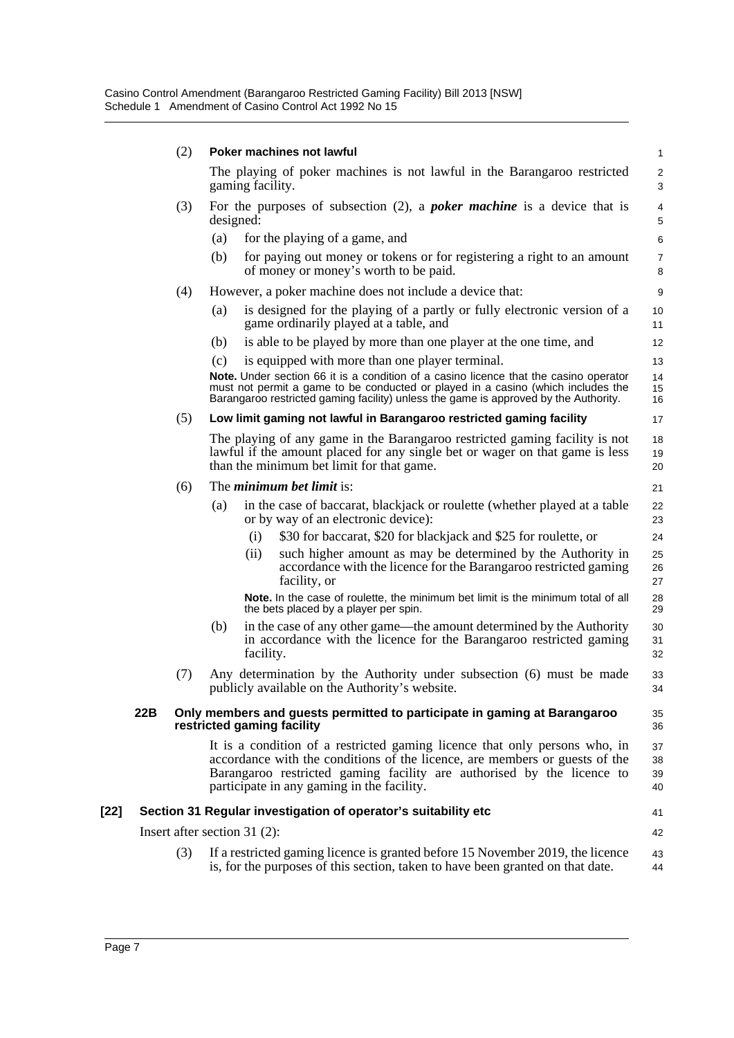(2) **Poker machines not lawful**

The playing of poker machines is not lawful in the Barangaroo restricted gaming facility.

(3) For the purposes of subsection (2), a ***poker machine*** is a device that is designed:

(a) for the playing of a game, and

(b) for paying out money or tokens or for registering a right to an amount of money or money's worth to be paid.

(4) However, a poker machine does not include a device that:

(a) is designed for the playing of a partly or fully electronic version of a game ordinarily played at a table, and

(b) is able to be played by more than one player at the one time, and

(c) is equipped with more than one player terminal.

**Note.** Under section 66 it is a condition of a casino licence that the casino operator must not permit a game to be conducted or played in a casino (which includes the Barangaroo restricted gaming facility) unless the game is approved by the Authority.

(5) **Low limit gaming not lawful in Barangaroo restricted gaming facility**

The playing of any game in the Barangaroo restricted gaming facility is not lawful if the amount placed for any single bet or wager on that game is less than the minimum bet limit for that game.

(6) The ***minimum bet limit*** is:

(a) in the case of baccarat, blackjack or roulette (whether played at a table or by way of an electronic device):

(i) $30 for baccarat, $20 for blackjack and $25 for roulette, or

(ii) such higher amount as may be determined by the Authority in accordance with the licence for the Barangaroo restricted gaming facility, or

**Note.** In the case of roulette, the minimum bet limit is the minimum total of all the bets placed by a player per spin.

(b) in the case of any other game—the amount determined by the Authority in accordance with the licence for the Barangaroo restricted gaming facility.

(7) Any determination by the Authority under subsection (6) must be made publicly available on the Authority's website.

### 22B Only members and guests permitted to participate in gaming at Barangaroo restricted gaming facility

It is a condition of a restricted gaming licence that only persons who, in accordance with the conditions of the licence, are members or guests of the Barangaroo restricted gaming facility are authorised by the licence to participate in any gaming in the facility.

## [22] Section 31 Regular investigation of operator's suitability etc

Insert after section 31 (2):

(3) If a restricted gaming licence is granted before 15 November 2019, the licence is, for the purposes of this section, taken to have been granted on that date.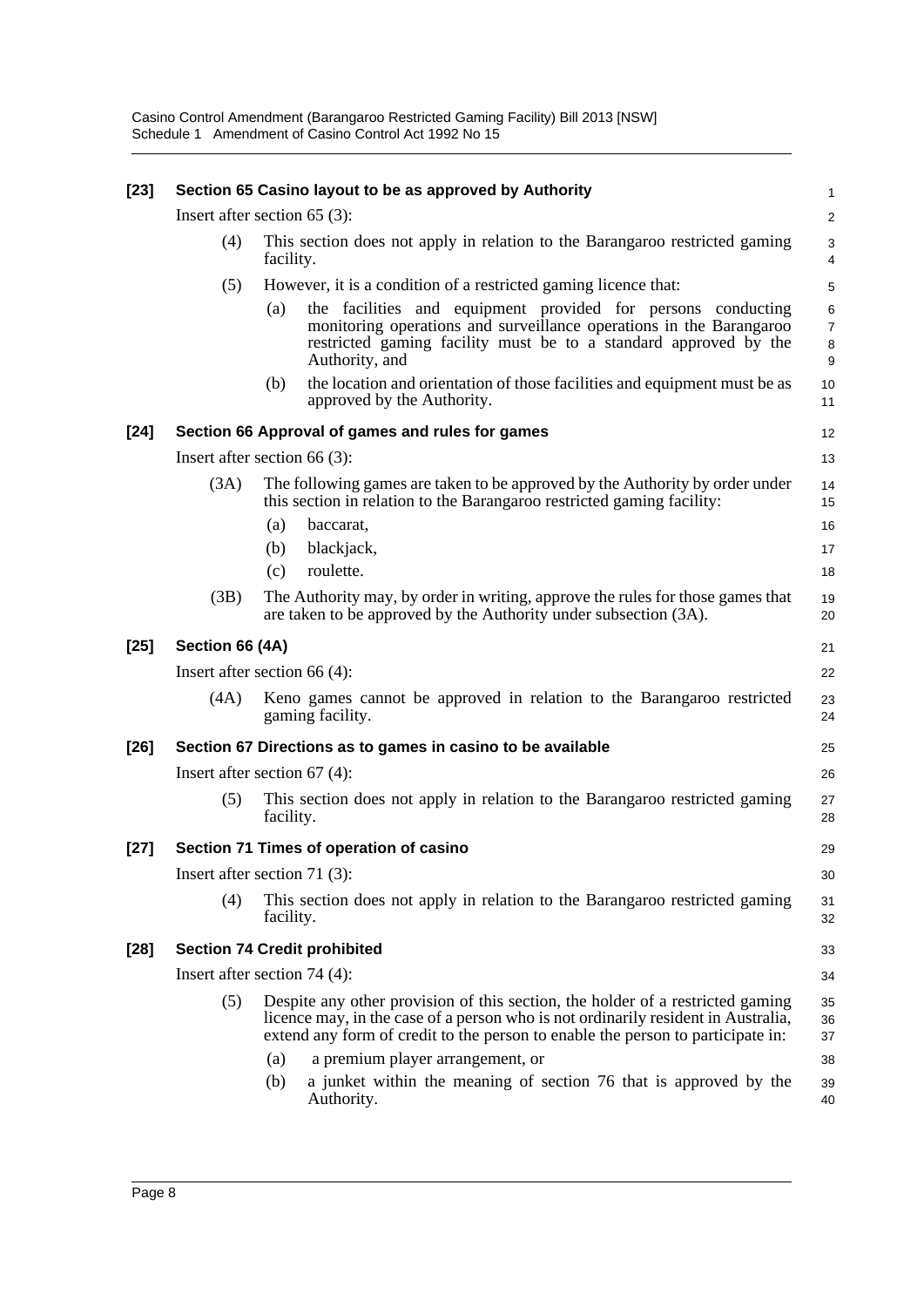**[23] Section 65 Casino layout to be as approved by Authority**

Insert after section 65 (3):

(4) This section does not apply in relation to the Barangaroo restricted gaming facility.

(5) However, it is a condition of a restricted gaming licence that:

(a) the facilities and equipment provided for persons conducting monitoring operations and surveillance operations in the Barangaroo restricted gaming facility must be to a standard approved by the Authority, and

(b) the location and orientation of those facilities and equipment must be as approved by the Authority.

**[24] Section 66 Approval of games and rules for games**

Insert after section 66 (3):

(3A) The following games are taken to be approved by the Authority by order under this section in relation to the Barangaroo restricted gaming facility:

(a) baccarat,

(b) blackjack,

(c) roulette.

(3B) The Authority may, by order in writing, approve the rules for those games that are taken to be approved by the Authority under subsection (3A).

**[25] Section 66 (4A)**

Insert after section 66 (4):

(4A) Keno games cannot be approved in relation to the Barangaroo restricted gaming facility.

**[26] Section 67 Directions as to games in casino to be available**

Insert after section 67 (4):

(5) This section does not apply in relation to the Barangaroo restricted gaming facility.

**[27] Section 71 Times of operation of casino**

Insert after section 71 (3):

(4) This section does not apply in relation to the Barangaroo restricted gaming facility.

**[28] Section 74 Credit prohibited**

Insert after section 74 (4):

(5) Despite any other provision of this section, the holder of a restricted gaming licence may, in the case of a person who is not ordinarily resident in Australia, extend any form of credit to the person to enable the person to participate in:

(a) a premium player arrangement, or

(b) a junket within the meaning of section 76 that is approved by the Authority.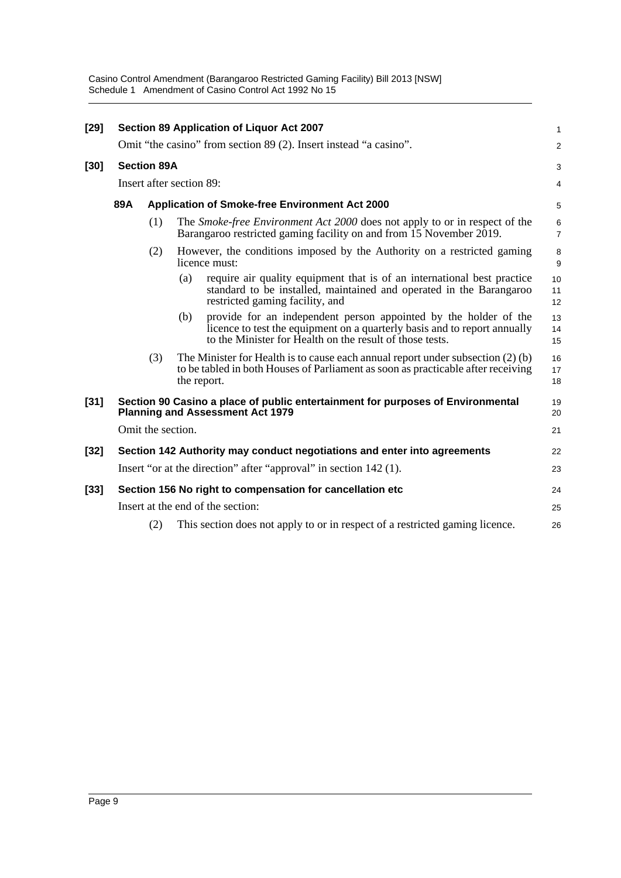**[29] Section 89 Application of Liquor Act 2007**

Omit "the casino" from section 89 (2). Insert instead "a casino".

**[30] Section 89A**

Insert after section 89:

**89A Application of Smoke-free Environment Act 2000**

(1) The *Smoke-free Environment Act 2000* does not apply to or in respect of the Barangaroo restricted gaming facility on and from 15 November 2019.

(2) However, the conditions imposed by the Authority on a restricted gaming licence must:

(a) require air quality equipment that is of an international best practice standard to be installed, maintained and operated in the Barangaroo restricted gaming facility, and

(b) provide for an independent person appointed by the holder of the licence to test the equipment on a quarterly basis and to report annually to the Minister for Health on the result of those tests.

(3) The Minister for Health is to cause each annual report under subsection (2) (b) to be tabled in both Houses of Parliament as soon as practicable after receiving the report.

**[31] Section 90 Casino a place of public entertainment for purposes of Environmental Planning and Assessment Act 1979**

Omit the section.

**[32] Section 142 Authority may conduct negotiations and enter into agreements**

Insert "or at the direction" after "approval" in section 142 (1).

**[33] Section 156 No right to compensation for cancellation etc**

Insert at the end of the section:

(2) This section does not apply to or in respect of a restricted gaming licence.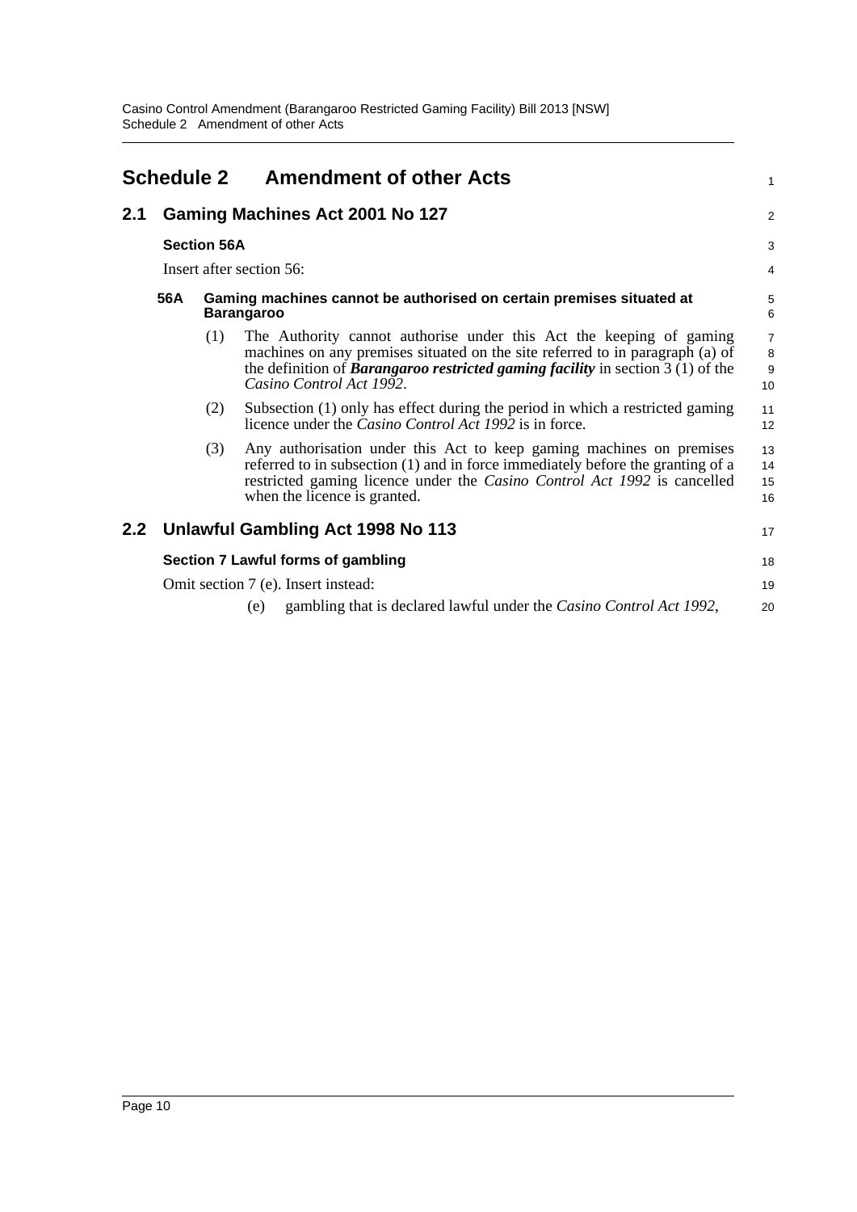# Schedule 2 Amendment of other Acts

## 2.1 Gaming Machines Act 2001 No 127

### Section 56A

Insert after section 56:

#### 56A Gaming machines cannot be authorised on certain premises situated at Barangaroo

(1) The Authority cannot authorise under this Act the keeping of gaming machines on any premises situated on the site referred to in paragraph (a) of the definition of ***Barangaroo restricted gaming facility*** in section 3 (1) of the *Casino Control Act 1992*.

(2) Subsection (1) only has effect during the period in which a restricted gaming licence under the *Casino Control Act 1992* is in force.

(3) Any authorisation under this Act to keep gaming machines on premises referred to in subsection (1) and in force immediately before the granting of a restricted gaming licence under the *Casino Control Act 1992* is cancelled when the licence is granted.

## 2.2 Unlawful Gambling Act 1998 No 113

### Section 7 Lawful forms of gambling

Omit section 7 (e). Insert instead:

(e) gambling that is declared lawful under the *Casino Control Act 1992*,